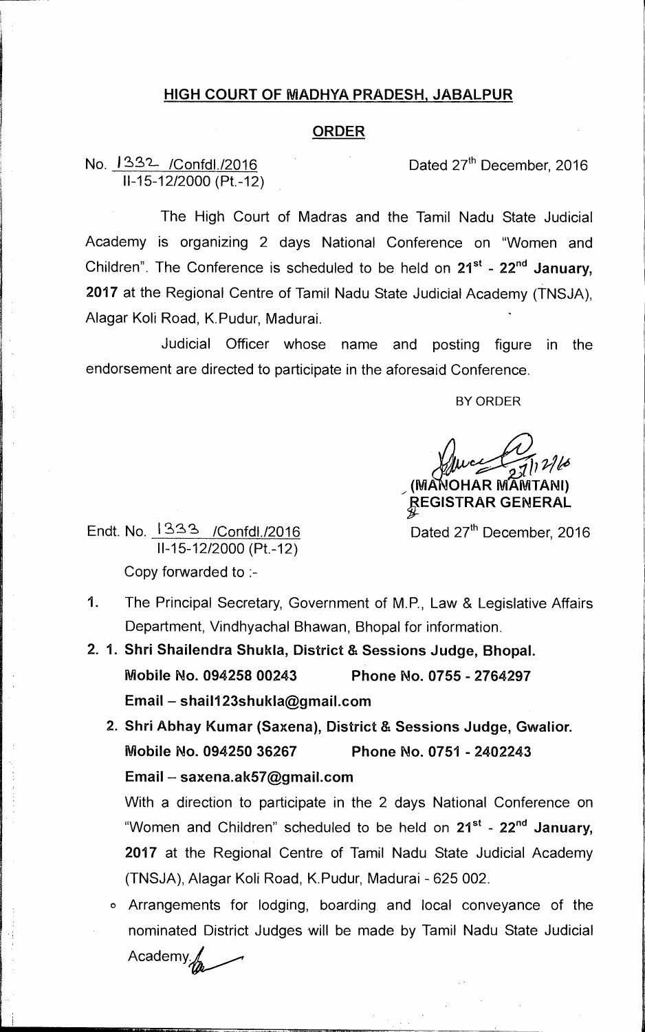## HIGH COURT OF MADHYA PRADESH, JABALPUR

## ORDER

No. 1332 /Confdl./2016 Dated 27th December, 2016
II-15-12/2000 (Pt.-12)

The High Court of Madras and the Tamil Nadu State Judicial Academy is organizing 2 days National Conference on "Women and Children". The Conference is scheduled to be held on **21st - 22nd January, 2017** at the Regional Centre of Tamil Nadu State Judicial Academy (TNSJA), Alagar Koli Road, K.Pudur, Madurai.

Judicial Officer whose name and posting figure in the endorsement are directed to participate in the aforesaid Conference.

BY ORDER

**(MANOHAR MAMTANI)**
**REGISTRAR GENERAL**

Endt. No. 1333 /Confdl./2016 Dated 27th December, 2016
II-15-12/2000 (Pt.-12)

Copy forwarded to :-

1. The Principal Secretary, Government of M.P., Law & Legislative Affairs Department, Vindhyachal Bhawan, Bhopal for information.
2. 1. **Shri Shailendra Shukla, District & Sessions Judge, Bhopal.**
   **Mobile No. 094258 00243 Phone No. 0755 - 2764297**
   **Email – shail123shukla@gmail.com**
   2. **Shri Abhay Kumar (Saxena), District & Sessions Judge, Gwalior.**
   **Mobile No. 094250 36267 Phone No. 0751 - 2402243**
   **Email – saxena.ak57@gmail.com**

   With a direction to participate in the 2 days National Conference on "Women and Children" scheduled to be held on **21st - 22nd January, 2017** at the Regional Centre of Tamil Nadu State Judicial Academy (TNSJA), Alagar Koli Road, K.Pudur, Madurai - 625 002.

   - Arrangements for lodging, boarding and local conveyance of the nominated District Judges will be made by Tamil Nadu State Judicial Academy.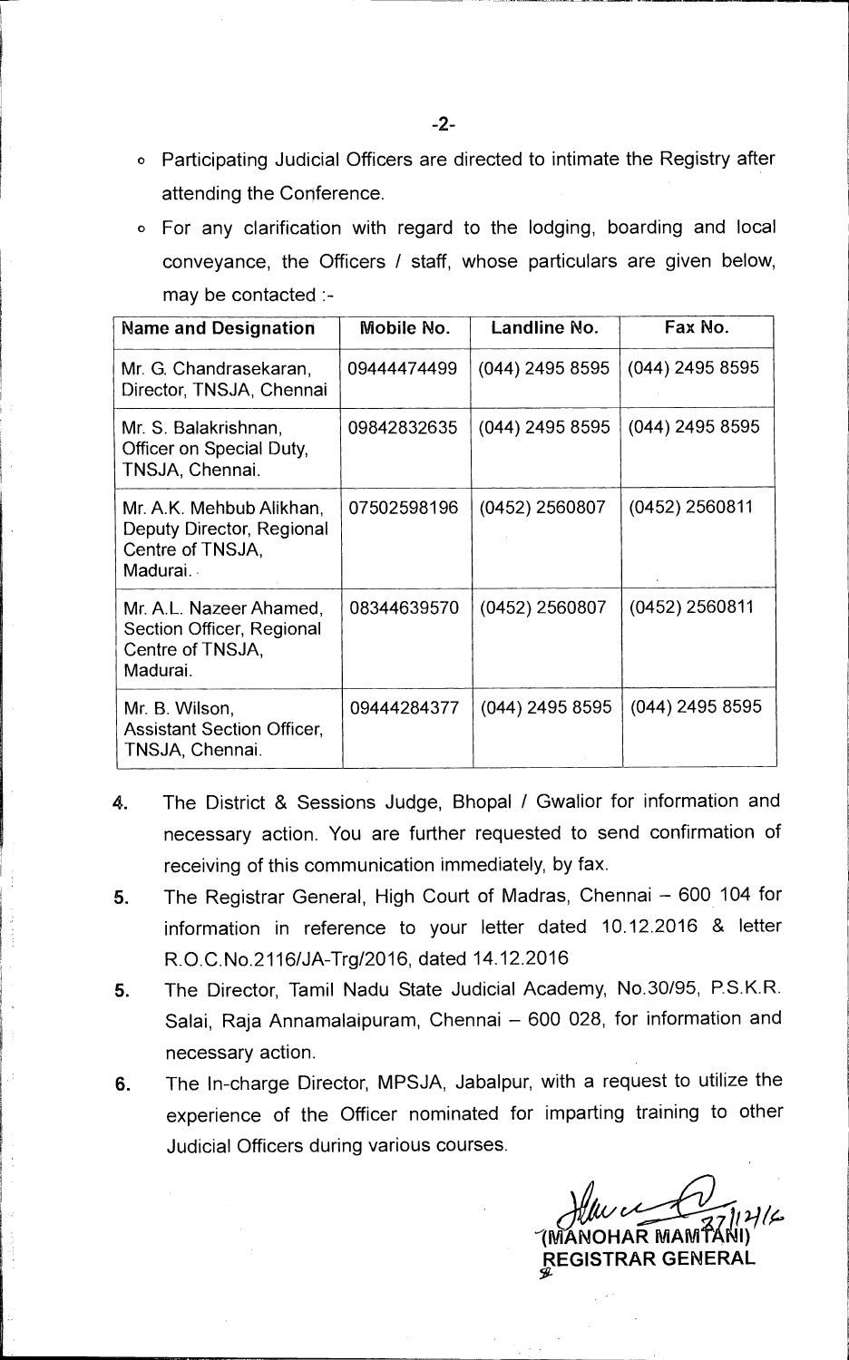- Participating Judicial Officers are directed to intimate the Registry after attending the Conference.
- For any clarification with regard to the lodging, boarding and local conveyance, the Officers / staff, whose particulars are given below, may be contacted :-

| Name and Designation | Mobile No. | Landline No. | Fax No. |
|---|---|---|---|
| Mr. G. Chandrasekaran, Director, TNSJA, Chennai | 09444474499 | (044) 2495 8595 | (044) 2495 8595 |
| Mr. S. Balakrishnan, Officer on Special Duty, TNSJA, Chennai. | 09842832635 | (044) 2495 8595 | (044) 2495 8595 |
| Mr. A.K. Mehbub Alikhan, Deputy Director, Regional Centre of TNSJA, Madurai. | 07502598196 | (0452) 2560807 | (0452) 2560811 |
| Mr. A.L. Nazeer Ahamed, Section Officer, Regional Centre of TNSJA, Madurai. | 08344639570 | (0452) 2560807 | (0452) 2560811 |
| Mr. B. Wilson, Assistant Section Officer, TNSJA, Chennai. | 09444284377 | (044) 2495 8595 | (044) 2495 8595 |

4. The District & Sessions Judge, Bhopal / Gwalior for information and necessary action. You are further requested to send confirmation of receiving of this communication immediately, by fax.
5. The Registrar General, High Court of Madras, Chennai – 600 104 for information in reference to your letter dated 10.12.2016 & letter R.O.C.No.2116/JA-Trg/2016, dated 14.12.2016
5. The Director, Tamil Nadu State Judicial Academy, No.30/95, P.S.K.R. Salai, Raja Annamalaipuram, Chennai – 600 028, for information and necessary action.
6. The In-charge Director, MPSJA, Jabalpur, with a request to utilize the experience of the Officer nominated for imparting training to other Judicial Officers during various courses.

27/12/16

(MANOHAR MAMTANI)
REGISTRAR GENERAL